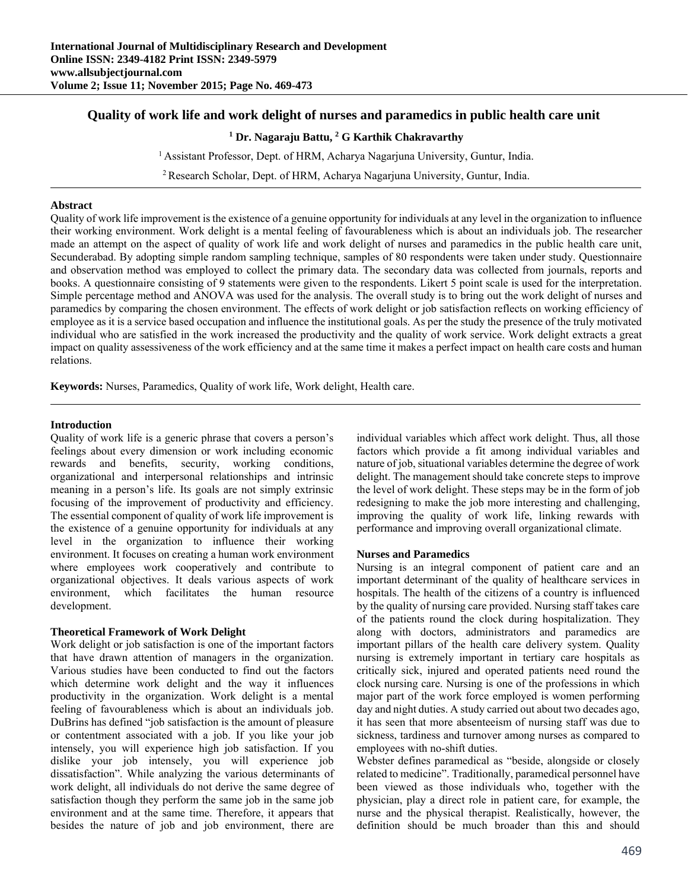# Quality of work life and work delight of nurses and paramedics in public health care unit

**[1] Dr. Nagaraju Battu, [2] G Karthik Chakravarthy**

[1] Assistant Professor, Dept. of HRM, Acharya Nagarjuna University, Guntur, India.

[2] Research Scholar, Dept. of HRM, Acharya Nagarjuna University, Guntur, India.

## Abstract

Quality of work life improvement is the existence of a genuine opportunity for individuals at any level in the organization to influence their working environment. Work delight is a mental feeling of favourableness which is about an individuals job. The researcher made an attempt on the aspect of quality of work life and work delight of nurses and paramedics in the public health care unit, Secunderabad. By adopting simple random sampling technique, samples of 80 respondents were taken under study. Questionnaire and observation method was employed to collect the primary data. The secondary data was collected from journals, reports and books. A questionnaire consisting of 9 statements were given to the respondents. Likert 5 point scale is used for the interpretation. Simple percentage method and ANOVA was used for the analysis. The overall study is to bring out the work delight of nurses and paramedics by comparing the chosen environment. The effects of work delight or job satisfaction reflects on working efficiency of employee as it is a service based occupation and influence the institutional goals. As per the study the presence of the truly motivated individual who are satisfied in the work increased the productivity and the quality of work service. Work delight extracts a great impact on quality assessiveness of the work efficiency and at the same time it makes a perfect impact on health care costs and human relations.

**Keywords:** Nurses, Paramedics, Quality of work life, Work delight, Health care.

## Introduction

Quality of work life is a generic phrase that covers a person's feelings about every dimension or work including economic rewards and benefits, security, working conditions, organizational and interpersonal relationships and intrinsic meaning in a person's life. Its goals are not simply extrinsic focusing of the improvement of productivity and efficiency. The essential component of quality of work life improvement is the existence of a genuine opportunity for individuals at any level in the organization to influence their working environment. It focuses on creating a human work environment where employees work cooperatively and contribute to organizational objectives. It deals various aspects of work environment, which facilitates the human resource development.

## Theoretical Framework of Work Delight

Work delight or job satisfaction is one of the important factors that have drawn attention of managers in the organization. Various studies have been conducted to find out the factors which determine work delight and the way it influences productivity in the organization. Work delight is a mental feeling of favourableness which is about an individuals job. DuBrins has defined "job satisfaction is the amount of pleasure or contentment associated with a job. If you like your job intensely, you will experience high job satisfaction. If you dislike your job intensely, you will experience job dissatisfaction". While analyzing the various determinants of work delight, all individuals do not derive the same degree of satisfaction though they perform the same job in the same job environment and at the same time. Therefore, it appears that besides the nature of job and job environment, there are individual variables which affect work delight. Thus, all those factors which provide a fit among individual variables and nature of job, situational variables determine the degree of work delight. The management should take concrete steps to improve the level of work delight. These steps may be in the form of job redesigning to make the job more interesting and challenging, improving the quality of work life, linking rewards with performance and improving overall organizational climate.

## Nurses and Paramedics

Nursing is an integral component of patient care and an important determinant of the quality of healthcare services in hospitals. The health of the citizens of a country is influenced by the quality of nursing care provided. Nursing staff takes care of the patients round the clock during hospitalization. They along with doctors, administrators and paramedics are important pillars of the health care delivery system. Quality nursing is extremely important in tertiary care hospitals as critically sick, injured and operated patients need round the clock nursing care. Nursing is one of the professions in which major part of the work force employed is women performing day and night duties. A study carried out about two decades ago, it has seen that more absenteeism of nursing staff was due to sickness, tardiness and turnover among nurses as compared to employees with no-shift duties.

Webster defines paramedical as "beside, alongside or closely related to medicine". Traditionally, paramedical personnel have been viewed as those individuals who, together with the physician, play a direct role in patient care, for example, the nurse and the physical therapist. Realistically, however, the definition should be much broader than this and should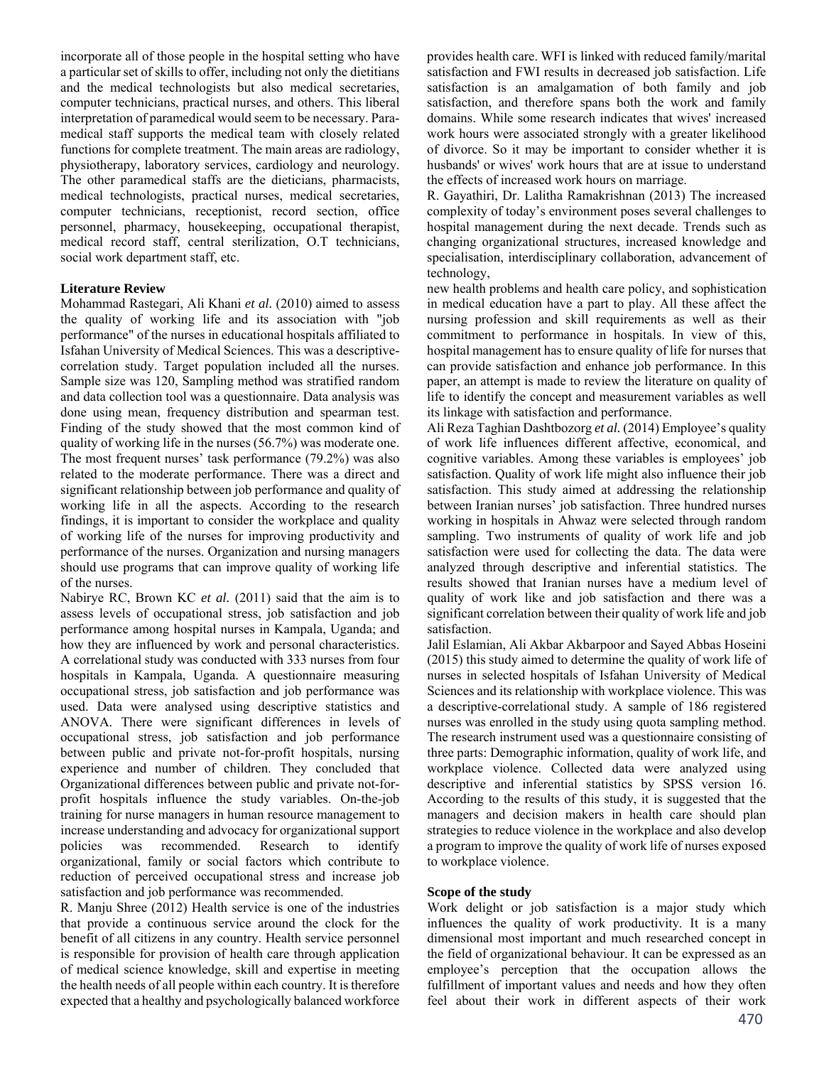incorporate all of those people in the hospital setting who have a particular set of skills to offer, including not only the dietitians and the medical technologists but also medical secretaries, computer technicians, practical nurses, and others. This liberal interpretation of paramedical would seem to be necessary. Paramedical staff supports the medical team with closely related functions for complete treatment. The main areas are radiology, physiotherapy, laboratory services, cardiology and neurology. The other paramedical staffs are the dieticians, pharmacists, medical technologists, practical nurses, medical secretaries, computer technicians, receptionist, record section, office personnel, pharmacy, housekeeping, occupational therapist, medical record staff, central sterilization, O.T technicians, social work department staff, etc.

**Literature Review**

Mohammad Rastegari, Ali Khani *et al.* (2010) aimed to assess the quality of working life and its association with "job performance" of the nurses in educational hospitals affiliated to Isfahan University of Medical Sciences. This was a descriptive-correlation study. Target population included all the nurses. Sample size was 120, Sampling method was stratified random and data collection tool was a questionnaire. Data analysis was done using mean, frequency distribution and spearman test. Finding of the study showed that the most common kind of quality of working life in the nurses (56.7%) was moderate one. The most frequent nurses' task performance (79.2%) was also related to the moderate performance. There was a direct and significant relationship between job performance and quality of working life in all the aspects. According to the research findings, it is important to consider the workplace and quality of working life of the nurses for improving productivity and performance of the nurses. Organization and nursing managers should use programs that can improve quality of working life of the nurses.

Nabirye RC, Brown KC *et al.* (2011) said that the aim is to assess levels of occupational stress, job satisfaction and job performance among hospital nurses in Kampala, Uganda; and how they are influenced by work and personal characteristics. A correlational study was conducted with 333 nurses from four hospitals in Kampala, Uganda. A questionnaire measuring occupational stress, job satisfaction and job performance was used. Data were analysed using descriptive statistics and ANOVA. There were significant differences in levels of occupational stress, job satisfaction and job performance between public and private not-for-profit hospitals, nursing experience and number of children. They concluded that Organizational differences between public and private not-for-profit hospitals influence the study variables. On-the-job training for nurse managers in human resource management to increase understanding and advocacy for organizational support policies was recommended. Research to identify organizational, family or social factors which contribute to reduction of perceived occupational stress and increase job satisfaction and job performance was recommended.

R. Manju Shree (2012) Health service is one of the industries that provide a continuous service around the clock for the benefit of all citizens in any country. Health service personnel is responsible for provision of health care through application of medical science knowledge, skill and expertise in meeting the health needs of all people within each country. It is therefore expected that a healthy and psychologically balanced workforce provides health care. WFI is linked with reduced family/marital satisfaction and FWI results in decreased job satisfaction. Life satisfaction is an amalgamation of both family and job satisfaction, and therefore spans both the work and family domains. While some research indicates that wives' increased work hours were associated strongly with a greater likelihood of divorce. So it may be important to consider whether it is husbands' or wives' work hours that are at issue to understand the effects of increased work hours on marriage.

R. Gayathiri, Dr. Lalitha Ramakrishnan (2013) The increased complexity of today's environment poses several challenges to hospital management during the next decade. Trends such as changing organizational structures, increased knowledge and specialisation, interdisciplinary collaboration, advancement of technology, new health problems and health care policy, and sophistication in medical education have a part to play. All these affect the nursing profession and skill requirements as well as their commitment to performance in hospitals. In view of this, hospital management has to ensure quality of life for nurses that can provide satisfaction and enhance job performance. In this paper, an attempt is made to review the literature on quality of life to identify the concept and measurement variables as well its linkage with satisfaction and performance.

Ali Reza Taghian Dashtbozorg *et al.* (2014) Employee's quality of work life influences different affective, economical, and cognitive variables. Among these variables is employees' job satisfaction. Quality of work life might also influence their job satisfaction. This study aimed at addressing the relationship between Iranian nurses' job satisfaction. Three hundred nurses working in hospitals in Ahwaz were selected through random sampling. Two instruments of quality of work life and job satisfaction were used for collecting the data. The data were analyzed through descriptive and inferential statistics. The results showed that Iranian nurses have a medium level of quality of work like and job satisfaction and there was a significant correlation between their quality of work life and job satisfaction.

Jalil Eslamian, Ali Akbar Akbarpoor and Sayed Abbas Hoseini (2015) this study aimed to determine the quality of work life of nurses in selected hospitals of Isfahan University of Medical Sciences and its relationship with workplace violence. This was a descriptive-correlational study. A sample of 186 registered nurses was enrolled in the study using quota sampling method. The research instrument used was a questionnaire consisting of three parts: Demographic information, quality of work life, and workplace violence. Collected data were analyzed using descriptive and inferential statistics by SPSS version 16. According to the results of this study, it is suggested that the managers and decision makers in health care should plan strategies to reduce violence in the workplace and also develop a program to improve the quality of work life of nurses exposed to workplace violence.

**Scope of the study**

Work delight or job satisfaction is a major study which influences the quality of work productivity. It is a many dimensional most important and much researched concept in the field of organizational behaviour. It can be expressed as an employee's perception that the occupation allows the fulfillment of important values and needs and how they often feel about their work in different aspects of their work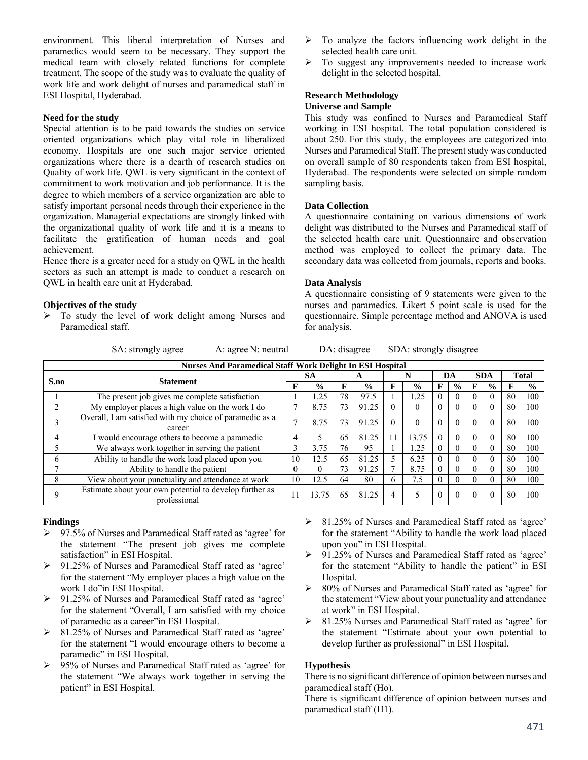environment. This liberal interpretation of Nurses and paramedics would seem to be necessary. They support the medical team with closely related functions for complete treatment. The scope of the study was to evaluate the quality of work life and work delight of nurses and paramedical staff in ESI Hospital, Hyderabad.

**Need for the study**

Special attention is to be paid towards the studies on service oriented organizations which play vital role in liberalized economy. Hospitals are one such major service oriented organizations where there is a dearth of research studies on Quality of work life. QWL is very significant in the context of commitment to work motivation and job performance. It is the degree to which members of a service organization are able to satisfy important personal needs through their experience in the organization. Managerial expectations are strongly linked with the organizational quality of work life and it is a means to facilitate the gratification of human needs and goal achievement.

Hence there is a greater need for a study on QWL in the health sectors as such an attempt is made to conduct a research on QWL in health care unit at Hyderabad.

**Objectives of the study**

- To study the level of work delight among Nurses and Paramedical staff.
- To analyze the factors influencing work delight in the selected health care unit.
- To suggest any improvements needed to increase work delight in the selected hospital.

**Research Methodology**

**Universe and Sample**

This study was confined to Nurses and Paramedical Staff working in ESI hospital. The total population considered is about 250. For this study, the employees are categorized into Nurses and Paramedical Staff. The present study was conducted on overall sample of 80 respondents taken from ESI hospital, Hyderabad. The respondents were selected on simple random sampling basis.

**Data Collection**

A questionnaire containing on various dimensions of work delight was distributed to the Nurses and Paramedical staff of the selected health care unit. Questionnaire and observation method was employed to collect the primary data. The secondary data was collected from journals, reports and books.

**Data Analysis**

A questionnaire consisting of 9 statements were given to the nurses and paramedics. Likert 5 point scale is used for the questionnaire. Simple percentage method and ANOVA is used for analysis.

SA: strongly agree A: agree N: neutral DA: disagree SDA: strongly disagree

**Nurses And Paramedical Staff Work Delight In ESI Hospital**

| S.no | Statement | SA | | A | | N | | DA | | SDA | | Total | |
|---|---|---|---|---|---|---|---|---|---|---|---|---|---|
| | | F | % | F | % | F | % | F | % | F | % | F | % |
| 1 | The present job gives me complete satisfaction | 1 | 1.25 | 78 | 97.5 | 1 | 1.25 | 0 | 0 | 0 | 0 | 80 | 100 |
| 2 | My employer places a high value on the work I do | 7 | 8.75 | 73 | 91.25 | 0 | 0 | 0 | 0 | 0 | 0 | 80 | 100 |
| 3 | Overall, I am satisfied with my choice of paramedic as a career | 7 | 8.75 | 73 | 91.25 | 0 | 0 | 0 | 0 | 0 | 0 | 80 | 100 |
| 4 | I would encourage others to become a paramedic | 4 | 5 | 65 | 81.25 | 11 | 13.75 | 0 | 0 | 0 | 0 | 80 | 100 |
| 5 | We always work together in serving the patient | 3 | 3.75 | 76 | 95 | 1 | 1.25 | 0 | 0 | 0 | 0 | 80 | 100 |
| 6 | Ability to handle the work load placed upon you | 10 | 12.5 | 65 | 81.25 | 5 | 6.25 | 0 | 0 | 0 | 0 | 80 | 100 |
| 7 | Ability to handle the patient | 0 | 0 | 73 | 91.25 | 7 | 8.75 | 0 | 0 | 0 | 0 | 80 | 100 |
| 8 | View about your punctuality and attendance at work | 10 | 12.5 | 64 | 80 | 6 | 7.5 | 0 | 0 | 0 | 0 | 80 | 100 |
| 9 | Estimate about your own potential to develop further as professional | 11 | 13.75 | 65 | 81.25 | 4 | 5 | 0 | 0 | 0 | 0 | 80 | 100 |

**Findings**

- 97.5% of Nurses and Paramedical Staff rated as 'agree' for the statement "The present job gives me complete satisfaction" in ESI Hospital.
- 91.25% of Nurses and Paramedical Staff rated as 'agree' for the statement "My employer places a high value on the work I do"in ESI Hospital.
- 91.25% of Nurses and Paramedical Staff rated as 'agree' for the statement "Overall, I am satisfied with my choice of paramedic as a career"in ESI Hospital.
- 81.25% of Nurses and Paramedical Staff rated as 'agree' for the statement "I would encourage others to become a paramedic" in ESI Hospital.
- 95% of Nurses and Paramedical Staff rated as 'agree' for the statement "We always work together in serving the patient" in ESI Hospital.
- 81.25% of Nurses and Paramedical Staff rated as 'agree' for the statement "Ability to handle the work load placed upon you" in ESI Hospital.
- 91.25% of Nurses and Paramedical Staff rated as 'agree' for the statement "Ability to handle the patient" in ESI Hospital.
- 80% of Nurses and Paramedical Staff rated as 'agree' for the statement "View about your punctuality and attendance at work" in ESI Hospital.
- 81.25% Nurses and Paramedical Staff rated as 'agree' for the statement "Estimate about your own potential to develop further as professional" in ESI Hospital.

**Hypothesis**

There is no significant difference of opinion between nurses and paramedical staff (Ho).

There is significant difference of opinion between nurses and paramedical staff (H1).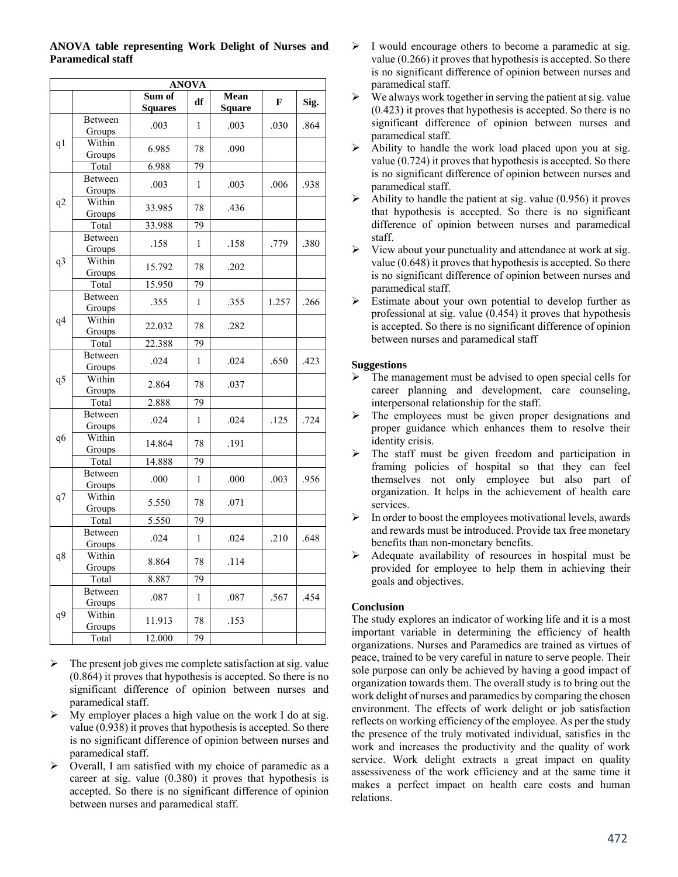**ANOVA table representing Work Delight of Nurses and Paramedical staff**

| ANOVA | | | | | | |
|---|---|---|---|---|---|---|
| | | Sum of Squares | df | Mean Square | F | Sig. |
| q1 | Between Groups | .003 | 1 | .003 | .030 | .864 |
| | Within Groups | 6.985 | 78 | .090 | | |
| | Total | 6.988 | 79 | | | |
| q2 | Between Groups | .003 | 1 | .003 | .006 | .938 |
| | Within Groups | 33.985 | 78 | .436 | | |
| | Total | 33.988 | 79 | | | |
| q3 | Between Groups | .158 | 1 | .158 | .779 | .380 |
| | Within Groups | 15.792 | 78 | .202 | | |
| | Total | 15.950 | 79 | | | |
| q4 | Between Groups | .355 | 1 | .355 | 1.257 | .266 |
| | Within Groups | 22.032 | 78 | .282 | | |
| | Total | 22.388 | 79 | | | |
| q5 | Between Groups | .024 | 1 | .024 | .650 | .423 |
| | Within Groups | 2.864 | 78 | .037 | | |
| | Total | 2.888 | 79 | | | |
| q6 | Between Groups | .024 | 1 | .024 | .125 | .724 |
| | Within Groups | 14.864 | 78 | .191 | | |
| | Total | 14.888 | 79 | | | |
| q7 | Between Groups | .000 | 1 | .000 | .003 | .956 |
| | Within Groups | 5.550 | 78 | .071 | | |
| | Total | 5.550 | 79 | | | |
| q8 | Between Groups | .024 | 1 | .024 | .210 | .648 |
| | Within Groups | 8.864 | 78 | .114 | | |
| | Total | 8.887 | 79 | | | |
| q9 | Between Groups | .087 | 1 | .087 | .567 | .454 |
| | Within Groups | 11.913 | 78 | .153 | | |
| | Total | 12.000 | 79 | | | |

- The present job gives me complete satisfaction at sig. value (0.864) it proves that hypothesis is accepted. So there is no significant difference of opinion between nurses and paramedical staff.
- My employer places a high value on the work I do at sig. value (0.938) it proves that hypothesis is accepted. So there is no significant difference of opinion between nurses and paramedical staff.
- Overall, I am satisfied with my choice of paramedic as a career at sig. value (0.380) it proves that hypothesis is accepted. So there is no significant difference of opinion between nurses and paramedical staff.
- I would encourage others to become a paramedic at sig. value (0.266) it proves that hypothesis is accepted. So there is no significant difference of opinion between nurses and paramedical staff.
- We always work together in serving the patient at sig. value (0.423) it proves that hypothesis is accepted. So there is no significant difference of opinion between nurses and paramedical staff.
- Ability to handle the work load placed upon you at sig. value (0.724) it proves that hypothesis is accepted. So there is no significant difference of opinion between nurses and paramedical staff.
- Ability to handle the patient at sig. value (0.956) it proves that hypothesis is accepted. So there is no significant difference of opinion between nurses and paramedical staff.
- View about your punctuality and attendance at work at sig. value (0.648) it proves that hypothesis is accepted. So there is no significant difference of opinion between nurses and paramedical staff.
- Estimate about your own potential to develop further as professional at sig. value (0.454) it proves that hypothesis is accepted. So there is no significant difference of opinion between nurses and paramedical staff

**Suggestions**

- The management must be advised to open special cells for career planning and development, care counseling, interpersonal relationship for the staff.
- The employees must be given proper designations and proper guidance which enhances them to resolve their identity crisis.
- The staff must be given freedom and participation in framing policies of hospital so that they can feel themselves not only employee but also part of organization. It helps in the achievement of health care services.
- In order to boost the employees motivational levels, awards and rewards must be introduced. Provide tax free monetary benefits than non-monetary benefits.
- Adequate availability of resources in hospital must be provided for employee to help them in achieving their goals and objectives.

**Conclusion**

The study explores an indicator of working life and it is a most important variable in determining the efficiency of health organizations. Nurses and Paramedics are trained as virtues of peace, trained to be very careful in nature to serve people. Their sole purpose can only be achieved by having a good impact of organization towards them. The overall study is to bring out the work delight of nurses and paramedics by comparing the chosen environment. The effects of work delight or job satisfaction reflects on working efficiency of the employee. As per the study the presence of the truly motivated individual, satisfies in the work and increases the productivity and the quality of work service. Work delight extracts a great impact on quality assessiveness of the work efficiency and at the same time it makes a perfect impact on health care costs and human relations.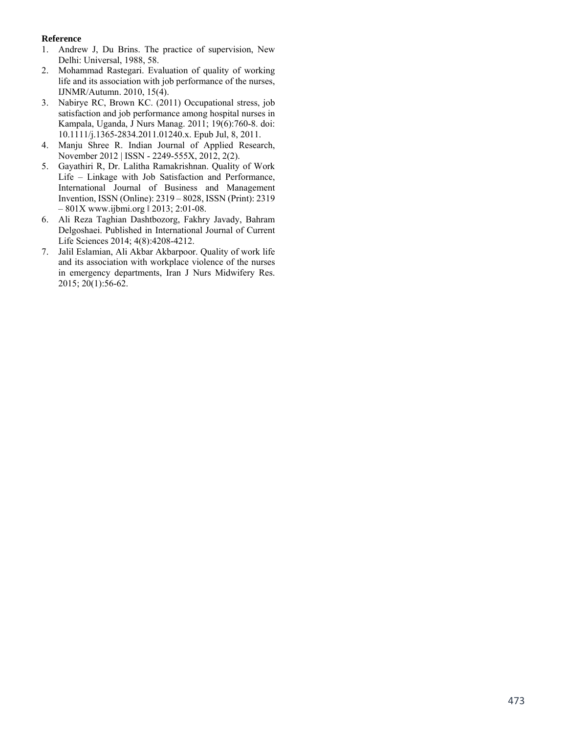**Reference**

1. Andrew J, Du Brins. The practice of supervision, New Delhi: Universal, 1988, 58.
2. Mohammad Rastegari. Evaluation of quality of working life and its association with job performance of the nurses, IJNMR/Autumn. 2010, 15(4).
3. Nabirye RC, Brown KC. (2011) Occupational stress, job satisfaction and job performance among hospital nurses in Kampala, Uganda, J Nurs Manag. 2011; 19(6):760-8. doi: 10.1111/j.1365-2834.2011.01240.x. Epub Jul, 8, 2011.
4. Manju Shree R. Indian Journal of Applied Research, November 2012 | ISSN - 2249-555X, 2012, 2(2).
5. Gayathiri R, Dr. Lalitha Ramakrishnan. Quality of Work Life – Linkage with Job Satisfaction and Performance, International Journal of Business and Management Invention, ISSN (Online): 2319 – 8028, ISSN (Print): 2319 – 801X www.ijbmi.org ‖ 2013; 2:01-08.
6. Ali Reza Taghian Dashtbozorg, Fakhry Javady, Bahram Delgoshaei. Published in International Journal of Current Life Sciences 2014; 4(8):4208-4212.
7. Jalil Eslamian, Ali Akbar Akbarpoor. Quality of work life and its association with workplace violence of the nurses in emergency departments, Iran J Nurs Midwifery Res. 2015; 20(1):56-62.